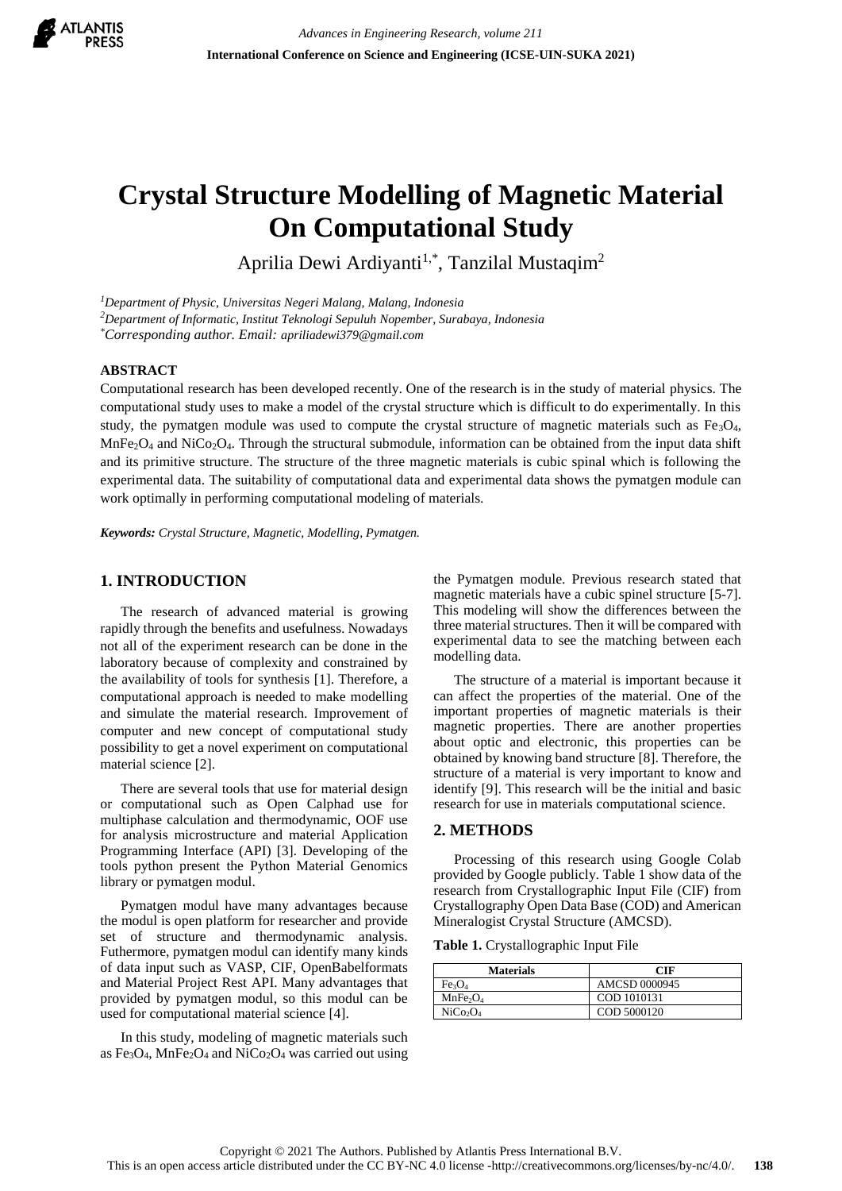# Crystal Structure Modelling of Magnetic Material On Computational Study

Aprilia Dewi Ardiyanti[1,*], Tanzilal Mustaqim[2]

[1]*Department of Physic, Universitas Negeri Malang, Malang, Indonesia*
[2]*Department of Informatic, Institut Teknologi Sepuluh Nopember, Surabaya, Indonesia*
[*]*Corresponding author. Email: apriliadewi379@gmail.com*

## ABSTRACT

Computational research has been developed recently. One of the research is in the study of material physics. The computational study uses to make a model of the crystal structure which is difficult to do experimentally. In this study, the pymatgen module was used to compute the crystal structure of magnetic materials such as $Fe_3O_4$, $MnFe_2O_4$ and $NiCo_2O_4$. Through the structural submodule, information can be obtained from the input data shift and its primitive structure. The structure of the three magnetic materials is cubic spinal which is following the experimental data. The suitability of computational data and experimental data shows the pymatgen module can work optimally in performing computational modeling of materials.

***Keywords:*** *Crystal Structure, Magnetic, Modelling, Pymatgen.*

## 1. INTRODUCTION

The research of advanced material is growing rapidly through the benefits and usefulness. Nowadays not all of the experiment research can be done in the laboratory because of complexity and constrained by the availability of tools for synthesis [1]. Therefore, a computational approach is needed to make modelling and simulate the material research. Improvement of computer and new concept of computational study possibility to get a novel experiment on computational material science [2].

There are several tools that use for material design or computational such as Open Calphad use for multiphase calculation and thermodynamic, OOF use for analysis microstructure and material Application Programming Interface (API) [3]. Developing of the tools python present the Python Material Genomics library or pymatgen modul.

Pymatgen modul have many advantages because the modul is open platform for researcher and provide set of structure and thermodynamic analysis. Futhermore, pymatgen modul can identify many kinds of data input such as VASP, CIF, OpenBabelformats and Material Project Rest API. Many advantages that provided by pymatgen modul, so this modul can be used for computational material science [4].

In this study, modeling of magnetic materials such as $Fe_3O_4$, $MnFe_2O_4$ and $NiCo_2O_4$ was carried out using the Pymatgen module. Previous research stated that magnetic materials have a cubic spinel structure [5-7]. This modeling will show the differences between the three material structures. Then it will be compared with experimental data to see the matching between each modelling data.

The structure of a material is important because it can affect the properties of the material. One of the important properties of magnetic materials is their magnetic properties. There are another properties about optic and electronic, this properties can be obtained by knowing band structure [8]. Therefore, the structure of a material is very important to know and identify [9]. This research will be the initial and basic research for use in materials computational science.

## 2. METHODS

Processing of this research using Google Colab provided by Google publicly. Table 1 show data of the research from Crystallographic Input File (CIF) from Crystallography Open Data Base (COD) and American Mineralogist Crystal Structure (AMCSD).

**Table 1.** Crystallographic Input File

| Materials | CIF |
|---|---|
| $Fe_3O_4$ | AMCSD 0000945 |
| $MnFe_2O_4$ | COD 1010131 |
| $NiCo_2O_4$ | COD 5000120 |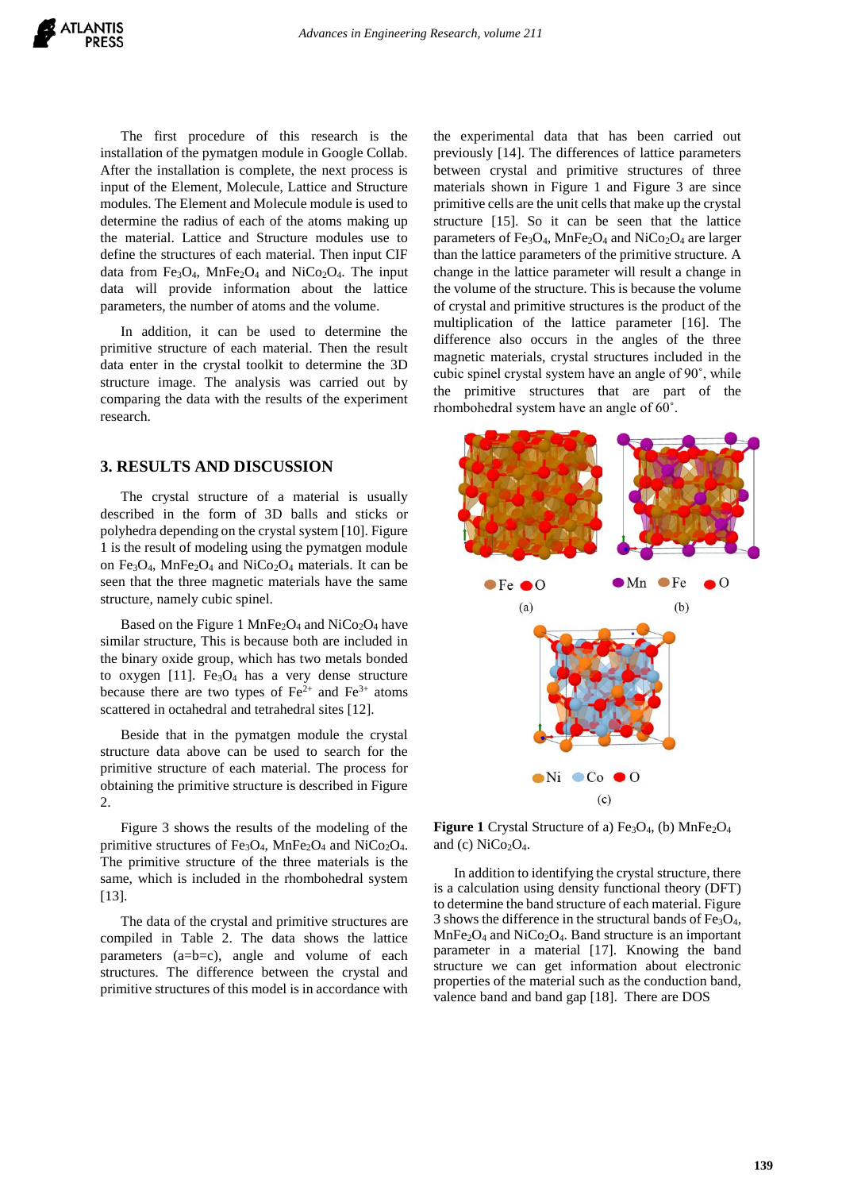The first procedure of this research is the installation of the pymatgen module in Google Collab. After the installation is complete, the next process is input of the Element, Molecule, Lattice and Structure modules. The Element and Molecule module is used to determine the radius of each of the atoms making up the material. Lattice and Structure modules use to define the structures of each material. Then input CIF data from $Fe_3O_4$, $MnFe_2O_4$ and $NiCo_2O_4$. The input data will provide information about the lattice parameters, the number of atoms and the volume.

In addition, it can be used to determine the primitive structure of each material. Then the result data enter in the crystal toolkit to determine the 3D structure image. The analysis was carried out by comparing the data with the results of the experiment research.

## 3. RESULTS AND DISCUSSION

The crystal structure of a material is usually described in the form of 3D balls and sticks or polyhedra depending on the crystal system [10]. Figure 1 is the result of modeling using the pymatgen module on $Fe_3O_4$, $MnFe_2O_4$ and $NiCo_2O_4$ materials. It can be seen that the three magnetic materials have the same structure, namely cubic spinel.

Based on the Figure 1 $MnFe_2O_4$ and $NiCo_2O_4$ have similar structure, This is because both are included in the binary oxide group, which has two metals bonded to oxygen [11]. $Fe_3O_4$ has a very dense structure because there are two types of $Fe^{2+}$ and $Fe^{3+}$ atoms scattered in octahedral and tetrahedral sites [12].

Beside that in the pymatgen module the crystal structure data above can be used to search for the primitive structure of each material. The process for obtaining the primitive structure is described in Figure 2.

Figure 3 shows the results of the modeling of the primitive structures of $Fe_3O_4$, $MnFe_2O_4$ and $NiCo_2O_4$. The primitive structure of the three materials is the same, which is included in the rhombohedral system [13].

The data of the crystal and primitive structures are compiled in Table 2. The data shows the lattice parameters (a=b=c), angle and volume of each structures. The difference between the crystal and primitive structures of this model is in accordance with the experimental data that has been carried out previously [14]. The differences of lattice parameters between crystal and primitive structures of three materials shown in Figure 1 and Figure 3 are since primitive cells are the unit cells that make up the crystal structure [15]. So it can be seen that the lattice parameters of $Fe_3O_4$, $MnFe_2O_4$ and $NiCo_2O_4$ are larger than the lattice parameters of the primitive structure. A change in the lattice parameter will result a change in the volume of the structure. This is because the volume of crystal and primitive structures is the product of the multiplication of the lattice parameter [16]. The difference also occurs in the angles of the three magnetic materials, crystal structures included in the cubic spinel crystal system have an angle of 90˚, while the primitive structures that are part of the rhombohedral system have an angle of 60˚.

**Figure 1** Crystal Structure of a) $Fe_3O_4$, (b) $MnFe_2O_4$ and (c) $NiCo_2O_4$.

In addition to identifying the crystal structure, there is a calculation using density functional theory (DFT) to determine the band structure of each material. Figure 3 shows the difference in the structural bands of $Fe_3O_4$, $MnFe_2O_4$ and $NiCo_2O_4$. Band structure is an important parameter in a material [17]. Knowing the band structure we can get information about electronic properties of the material such as the conduction band, valence band and band gap [18]. There are DOS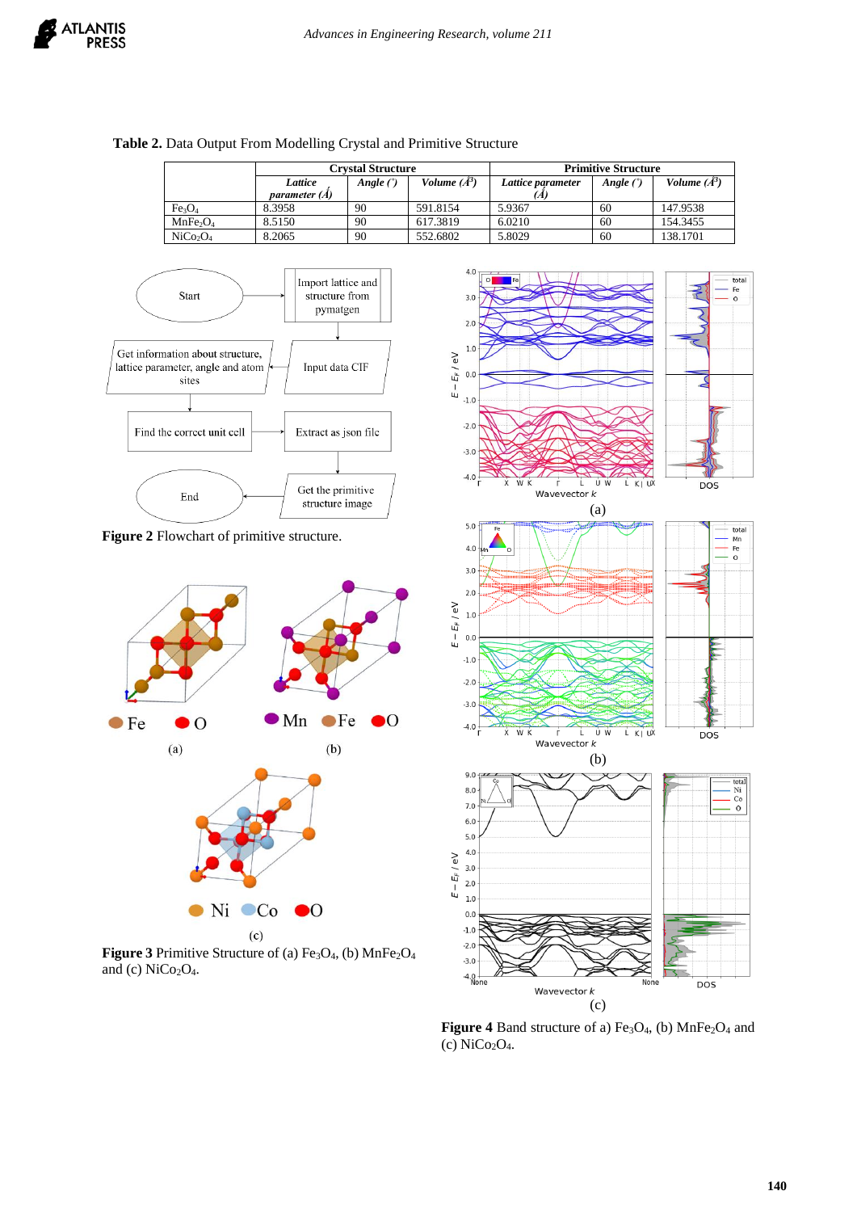**Table 2.** Data Output From Modelling Crystal and Primitive Structure

| | Crystal Structure | | | Primitive Structure | | |
|---|---|---|---|---|---|---|
| | *Lattice parameter (Å)* | *Angle (°)* | *Volume (Å³)* | *Lattice parameter (Å)* | *Angle (°)* | *Volume (Å³)* |
| $Fe_3O_4$ | 8.3958 | 90 | 591.8154 | 5.9367 | 60 | 147.9538 |
| $MnFe_2O_4$ | 8.5150 | 90 | 617.3819 | 6.0210 | 60 | 154.3455 |
| $NiCo_2O_4$ | 8.2065 | 90 | 552.6802 | 5.8029 | 60 | 138.1701 |

**Figure 2** Flowchart of primitive structure.

**Figure 3** Primitive Structure of (a) $Fe_3O_4$, (b) $MnFe_2O_4$ and (c) $NiCo_2O_4$.

**Figure 4** Band structure of a) $Fe_3O_4$, (b) $MnFe_2O_4$ and (c) $NiCo_2O_4$.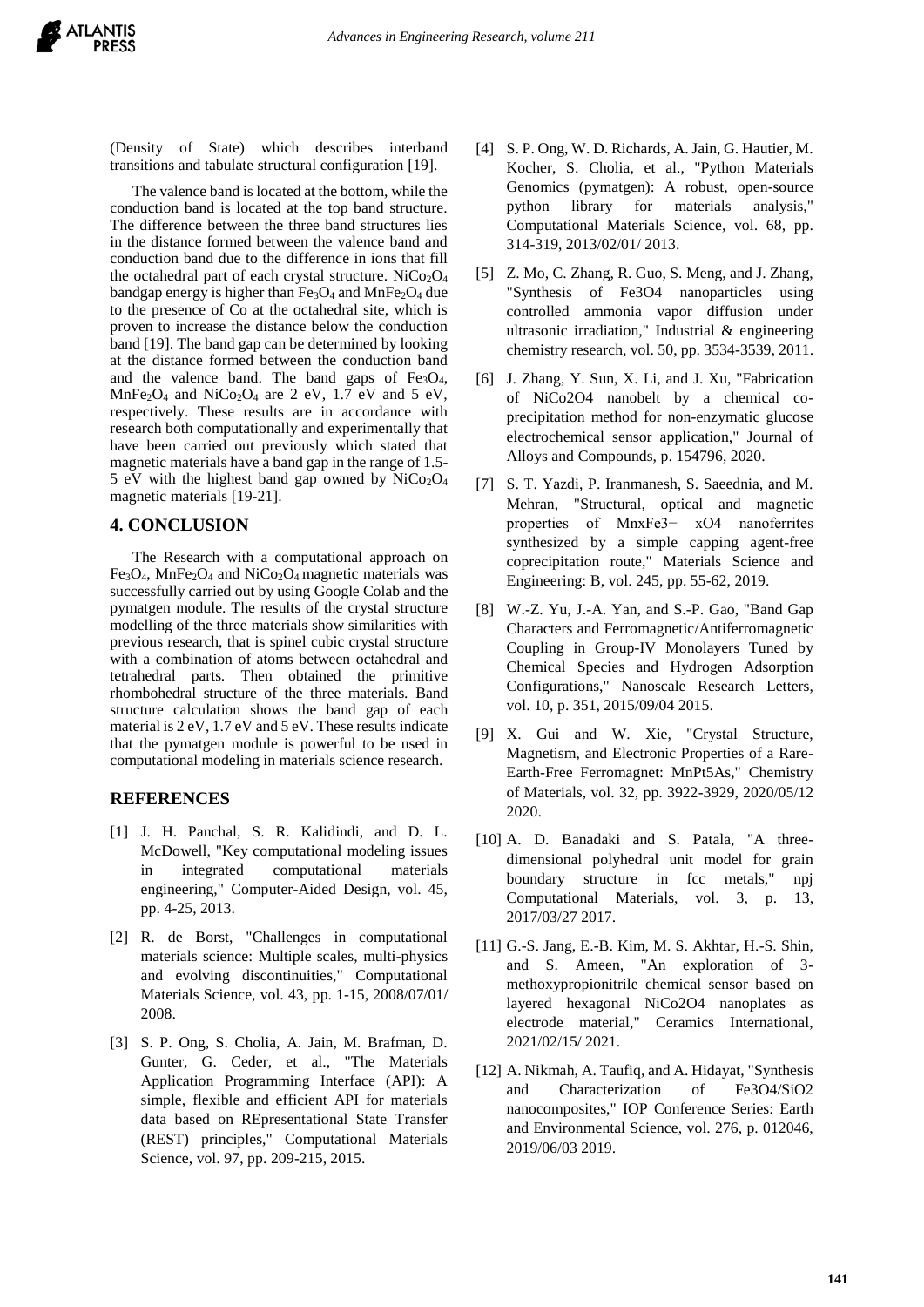(Density of State) which describes interband transitions and tabulate structural configuration [19].

The valence band is located at the bottom, while the conduction band is located at the top band structure. The difference between the three band structures lies in the distance formed between the valence band and conduction band due to the difference in ions that fill the octahedral part of each crystal structure. $NiCo_2O_4$ bandgap energy is higher than $Fe_3O_4$ and $MnFe_2O_4$ due to the presence of Co at the octahedral site, which is proven to increase the distance below the conduction band [19]. The band gap can be determined by looking at the distance formed between the conduction band and the valence band. The band gaps of $Fe_3O_4$, $MnFe_2O_4$ and $NiCo_2O_4$ are 2 eV, 1.7 eV and 5 eV, respectively. These results are in accordance with research both computationally and experimentally that have been carried out previously which stated that magnetic materials have a band gap in the range of 1.5-5 eV with the highest band gap owned by $NiCo_2O_4$ magnetic materials [19-21].

## 4. CONCLUSION

The Research with a computational approach on $Fe_3O_4$, $MnFe_2O_4$ and $NiCo_2O_4$ magnetic materials was successfully carried out by using Google Colab and the pymatgen module. The results of the crystal structure modelling of the three materials show similarities with previous research, that is spinel cubic crystal structure with a combination of atoms between octahedral and tetrahedral parts. Then obtained the primitive rhombohedral structure of the three materials. Band structure calculation shows the band gap of each material is 2 eV, 1.7 eV and 5 eV. These results indicate that the pymatgen module is powerful to be used in computational modeling in materials science research.

## REFERENCES

[1] J. H. Panchal, S. R. Kalidindi, and D. L. McDowell, "Key computational modeling issues in integrated computational materials engineering," Computer-Aided Design, vol. 45, pp. 4-25, 2013.

[2] R. de Borst, "Challenges in computational materials science: Multiple scales, multi-physics and evolving discontinuities," Computational Materials Science, vol. 43, pp. 1-15, 2008/07/01/ 2008.

[3] S. P. Ong, S. Cholia, A. Jain, M. Brafman, D. Gunter, G. Ceder, et al., "The Materials Application Programming Interface (API): A simple, flexible and efficient API for materials data based on REpresentational State Transfer (REST) principles," Computational Materials Science, vol. 97, pp. 209-215, 2015.

[4] S. P. Ong, W. D. Richards, A. Jain, G. Hautier, M. Kocher, S. Cholia, et al., "Python Materials Genomics (pymatgen): A robust, open-source python library for materials analysis," Computational Materials Science, vol. 68, pp. 314-319, 2013/02/01/ 2013.

[5] Z. Mo, C. Zhang, R. Guo, S. Meng, and J. Zhang, "Synthesis of Fe3O4 nanoparticles using controlled ammonia vapor diffusion under ultrasonic irradiation," Industrial & engineering chemistry research, vol. 50, pp. 3534-3539, 2011.

[6] J. Zhang, Y. Sun, X. Li, and J. Xu, "Fabrication of NiCo2O4 nanobelt by a chemical co-precipitation method for non-enzymatic glucose electrochemical sensor application," Journal of Alloys and Compounds, p. 154796, 2020.

[7] S. T. Yazdi, P. Iranmanesh, S. Saeednia, and M. Mehran, "Structural, optical and magnetic properties of MnxFe3− xO4 nanoferrites synthesized by a simple capping agent-free coprecipitation route," Materials Science and Engineering: B, vol. 245, pp. 55-62, 2019.

[8] W.-Z. Yu, J.-A. Yan, and S.-P. Gao, "Band Gap Characters and Ferromagnetic/Antiferromagnetic Coupling in Group-IV Monolayers Tuned by Chemical Species and Hydrogen Adsorption Configurations," Nanoscale Research Letters, vol. 10, p. 351, 2015/09/04 2015.

[9] X. Gui and W. Xie, "Crystal Structure, Magnetism, and Electronic Properties of a Rare-Earth-Free Ferromagnet: MnPt5As," Chemistry of Materials, vol. 32, pp. 3922-3929, 2020/05/12 2020.

[10] A. D. Banadaki and S. Patala, "A three-dimensional polyhedral unit model for grain boundary structure in fcc metals," npj Computational Materials, vol. 3, p. 13, 2017/03/27 2017.

[11] G.-S. Jang, E.-B. Kim, M. S. Akhtar, H.-S. Shin, and S. Ameen, "An exploration of 3-methoxypropionitrile chemical sensor based on layered hexagonal NiCo2O4 nanoplates as electrode material," Ceramics International, 2021/02/15/ 2021.

[12] A. Nikmah, A. Taufiq, and A. Hidayat, "Synthesis and Characterization of Fe3O4/SiO2 nanocomposites," IOP Conference Series: Earth and Environmental Science, vol. 276, p. 012046, 2019/06/03 2019.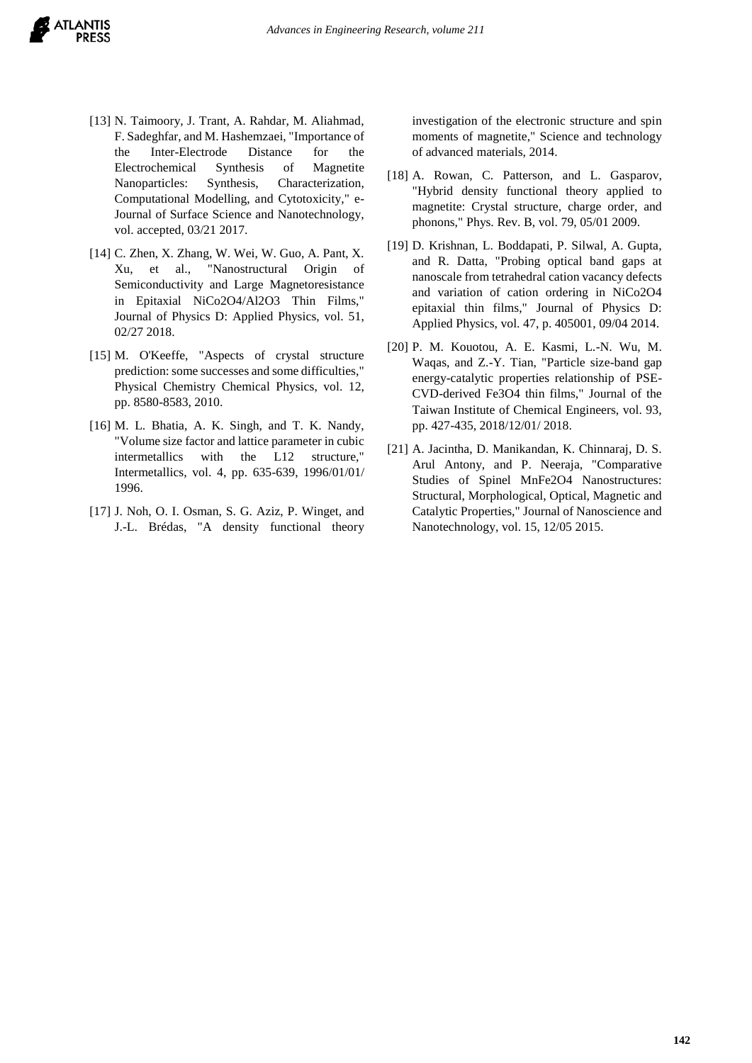[13] N. Taimoory, J. Trant, A. Rahdar, M. Aliahmad, F. Sadeghfar, and M. Hashemzaei, "Importance of the Inter-Electrode Distance for the Electrochemical Synthesis of Magnetite Nanoparticles: Synthesis, Characterization, Computational Modelling, and Cytotoxicity," e-Journal of Surface Science and Nanotechnology, vol. accepted, 03/21 2017.

[14] C. Zhen, X. Zhang, W. Wei, W. Guo, A. Pant, X. Xu, et al., "Nanostructural Origin of Semiconductivity and Large Magnetoresistance in Epitaxial $NiCo_2O_4/Al_2O_3$ Thin Films," Journal of Physics D: Applied Physics, vol. 51, 02/27 2018.

[15] M. O'Keeffe, "Aspects of crystal structure prediction: some successes and some difficulties," Physical Chemistry Chemical Physics, vol. 12, pp. 8580-8583, 2010.

[16] M. L. Bhatia, A. K. Singh, and T. K. Nandy, "Volume size factor and lattice parameter in cubic intermetallics with the L12 structure," Intermetallics, vol. 4, pp. 635-639, 1996/01/01/ 1996.

[17] J. Noh, O. I. Osman, S. G. Aziz, P. Winget, and J.-L. Brédas, "A density functional theory investigation of the electronic structure and spin moments of magnetite," Science and technology of advanced materials, 2014.

[18] A. Rowan, C. Patterson, and L. Gasparov, "Hybrid density functional theory applied to magnetite: Crystal structure, charge order, and phonons," Phys. Rev. B, vol. 79, 05/01 2009.

[19] D. Krishnan, L. Boddapati, P. Silwal, A. Gupta, and R. Datta, "Probing optical band gaps at nanoscale from tetrahedral cation vacancy defects and variation of cation ordering in $NiCo_2O_4$ epitaxial thin films," Journal of Physics D: Applied Physics, vol. 47, p. 405001, 09/04 2014.

[20] P. M. Kouotou, A. E. Kasmi, L.-N. Wu, M. Waqas, and Z.-Y. Tian, "Particle size-band gap energy-catalytic properties relationship of PSE-CVD-derived $Fe_3O_4$ thin films," Journal of the Taiwan Institute of Chemical Engineers, vol. 93, pp. 427-435, 2018/12/01/ 2018.

[21] A. Jacintha, D. Manikandan, K. Chinnaraj, D. S. Arul Antony, and P. Neeraja, "Comparative Studies of Spinel $MnFe_2O_4$ Nanostructures: Structural, Morphological, Optical, Magnetic and Catalytic Properties," Journal of Nanoscience and Nanotechnology, vol. 15, 12/05 2015.